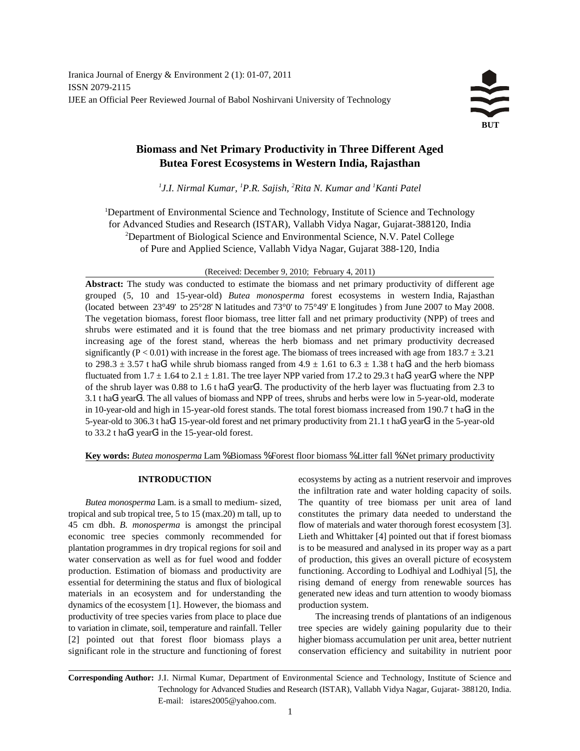# Biomass and Net Primary Productivity in Three Different Aged Butea Forest Ecosystems in Western India, Rajasthan

*[1]J.I. Nirmal Kumar, [1]P.R. Sajish, [2]Rita N. Kumar and [1]Kanti Patel*

[1]Department of Environmental Science and Technology, Institute of Science and Technology for Advanced Studies and Research (ISTAR), Vallabh Vidya Nagar, Gujarat-388120, India
[2]Department of Biological Science and Environmental Science, N.V. Patel College of Pure and Applied Science, Vallabh Vidya Nagar, Gujarat 388-120, India

(Received: December 9, 2010; February 4, 2011)

**Abstract:** The study was conducted to estimate the biomass and net primary productivity of different age grouped (5, 10 and 15-year-old) *Butea monosperma* forest ecosystems in western India, Rajasthan (located between 23°49' to 25°28' N latitudes and 73°0' to 75°49' E longitudes ) from June 2007 to May 2008. The vegetation biomass, forest floor biomass, tree litter fall and net primary productivity (NPP) of trees and shrubs were estimated and it is found that the tree biomass and net primary productivity increased with increasing age of the forest stand, whereas the herb biomass and net primary productivity decreased significantly ($P < 0.01$) with increase in the forest age. The biomass of trees increased with age from $183.7 \pm 3.21$ to $298.3 \pm 3.57$ t ha$^{-1}$ while shrub biomass ranged from $4.9 \pm 1.61$ to $6.3 \pm 1.38$ t ha$^{-1}$ and the herb biomass fluctuated from $1.7 \pm 1.64$ to $2.1 \pm 1.81$. The tree layer NPP varied from 17.2 to 29.3 t ha$^{-1}$ year$^{-1}$ where the NPP of the shrub layer was 0.88 to 1.6 t ha$^{-1}$ year$^{-1}$. The productivity of the herb layer was fluctuating from 2.3 to 3.1 t ha$^{-1}$ year$^{-1}$. The all values of biomass and NPP of trees, shrubs and herbs were low in 5-year-old, moderate in 10-year-old and high in 15-year-old forest stands. The total forest biomass increased from 190.7 t ha$^{-1}$ in the 5-year-old to 306.3 t ha$^{-1}$ 15-year-old forest and net primary productivity from 21.1 t ha$^{-1}$ year$^{-1}$ in the 5-year-old to 33.2 t ha$^{-1}$ year$^{-1}$ in the 15-year-old forest.

**Key words:** *Butea monosperma* Lam · Biomass · Forest floor biomass · Litter fall · Net primary productivity

## INTRODUCTION

*Butea monosperma* Lam. is a small to medium- sized, tropical and sub tropical tree, 5 to 15 (max.20) m tall, up to 45 cm dbh. *B. monosperma* is amongst the principal economic tree species commonly recommended for plantation programmes in dry tropical regions for soil and water conservation as well as for fuel wood and fodder production. Estimation of biomass and productivity are essential for determining the status and flux of biological materials in an ecosystem and for understanding the dynamics of the ecosystem [1]. However, the biomass and productivity of tree species varies from place to place due to variation in climate, soil, temperature and rainfall. Teller [2] pointed out that forest floor biomass plays a significant role in the structure and functioning of forest ecosystems by acting as a nutrient reservoir and improves the infiltration rate and water holding capacity of soils. The quantity of tree biomass per unit area of land constitutes the primary data needed to understand the flow of materials and water thorough forest ecosystem [3]. Lieth and Whittaker [4] pointed out that if forest biomass is to be measured and analysed in its proper way as a part of production, this gives an overall picture of ecosystem functioning. According to Lodhiyal and Lodhiyal [5], the rising demand of energy from renewable sources has generated new ideas and turn attention to woody biomass production system.

The increasing trends of plantations of an indigenous tree species are widely gaining popularity due to their higher biomass accumulation per unit area, better nutrient conservation efficiency and suitability in nutrient poor

**Corresponding Author:** J.I. Nirmal Kumar, Department of Environmental Science and Technology, Institute of Science and Technology for Advanced Studies and Research (ISTAR), Vallabh Vidya Nagar, Gujarat- 388120, India. E-mail: istares2005@yahoo.com.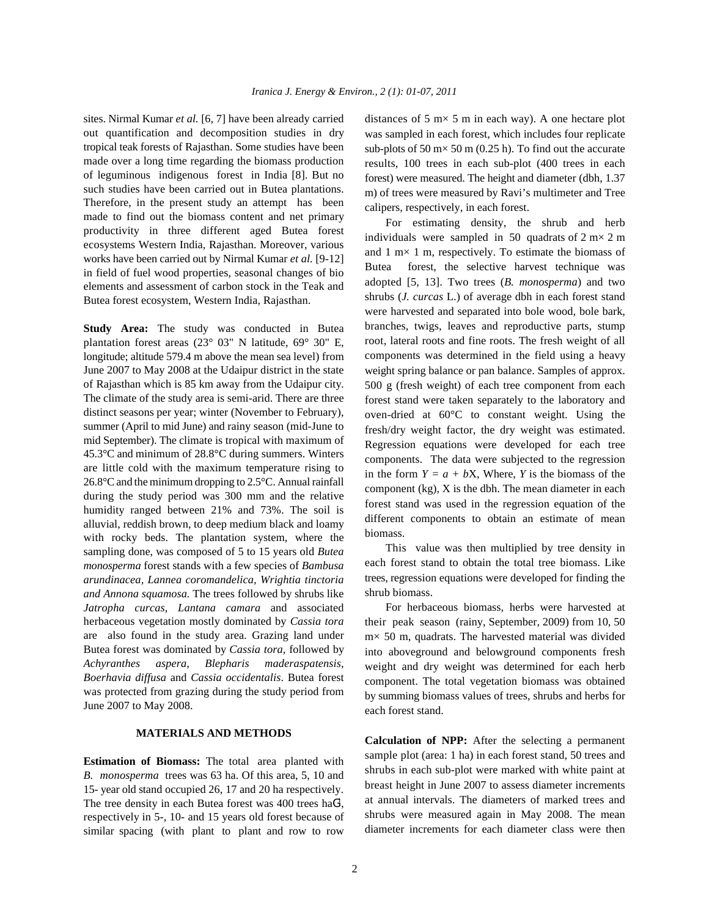sites. Nirmal Kumar *et al.* [6, 7] have been already carried out quantification and decomposition studies in dry tropical teak forests of Rajasthan. Some studies have been made over a long time regarding the biomass production of leguminous indigenous forest in India [8]. But no such studies have been carried out in Butea plantations. Therefore, in the present study an attempt has been made to find out the biomass content and net primary productivity in three different aged Butea forest ecosystems Western India, Rajasthan. Moreover, various works have been carried out by Nirmal Kumar *et al.* [9-12] in field of fuel wood properties, seasonal changes of bio elements and assessment of carbon stock in the Teak and Butea forest ecosystem, Western India, Rajasthan.

**Study Area:** The study was conducted in Butea plantation forest areas (23° 03" N latitude, 69° 30" E, longitude; altitude 579.4 m above the mean sea level) from June 2007 to May 2008 at the Udaipur district in the state of Rajasthan which is 85 km away from the Udaipur city. The climate of the study area is semi-arid. There are three distinct seasons per year; winter (November to February), summer (April to mid June) and rainy season (mid-June to mid September). The climate is tropical with maximum of 45.3°C and minimum of 28.8°C during summers. Winters are little cold with the maximum temperature rising to 26.8°C and the minimum dropping to 2.5°C. Annual rainfall during the study period was 300 mm and the relative humidity ranged between 21% and 73%. The soil is alluvial, reddish brown, to deep medium black and loamy with rocky beds. The plantation system, where the sampling done, was composed of 5 to 15 years old *Butea monosperma* forest stands with a few species of *Bambusa arundinacea*, *Lannea coromandelica*, *Wrightia tinctoria and Annona squamosa.* The trees followed by shrubs like *Jatropha curcas*, *Lantana camara* and associated herbaceous vegetation mostly dominated by *Cassia tora* are also found in the study area. Grazing land under Butea forest was dominated by *Cassia tora*, followed by *Achyranthes aspera*, *Blepharis maderaspatensis*, *Boerhavia diffusa* and *Cassia occidentalis*. Butea forest was protected from grazing during the study period from June 2007 to May 2008.

## MATERIALS AND METHODS

**Estimation of Biomass:** The total area planted with *B. monosperma* trees was 63 ha. Of this area, 5, 10 and 15- year old stand occupied 26, 17 and 20 ha respectively. The tree density in each Butea forest was 400 trees ha$^{-1}$, respectively in 5-, 10- and 15 years old forest because of similar spacing (with plant to plant and row to row distances of 5 m× 5 m in each way). A one hectare plot was sampled in each forest, which includes four replicate sub-plots of 50 m× 50 m (0.25 h). To find out the accurate results, 100 trees in each sub-plot (400 trees in each forest) were measured. The height and diameter (dbh, 1.37 m) of trees were measured by Ravi's multimeter and Tree calipers, respectively, in each forest.

For estimating density, the shrub and herb individuals were sampled in 50 quadrats of 2 m× 2 m and 1 m× 1 m, respectively. To estimate the biomass of Butea forest, the selective harvest technique was adopted [5, 13]. Two trees (*B. monosperma*) and two shrubs (*J. curcas* L.) of average dbh in each forest stand were harvested and separated into bole wood, bole bark, branches, twigs, leaves and reproductive parts, stump root, lateral roots and fine roots. The fresh weight of all components was determined in the field using a heavy weight spring balance or pan balance. Samples of approx. 500 g (fresh weight) of each tree component from each forest stand were taken separately to the laboratory and oven-dried at 60°C to constant weight. Using the fresh/dry weight factor, the dry weight was estimated. Regression equations were developed for each tree components. The data were subjected to the regression in the form $Y = a + bX$, Where, $Y$ is the biomass of the component (kg), X is the dbh. The mean diameter in each forest stand was used in the regression equation of the different components to obtain an estimate of mean biomass.

This value was then multiplied by tree density in each forest stand to obtain the total tree biomass. Like trees, regression equations were developed for finding the shrub biomass.

For herbaceous biomass, herbs were harvested at their peak season (rainy, September, 2009) from 10, 50 m× 50 m, quadrats. The harvested material was divided into aboveground and belowground components fresh weight and dry weight was determined for each herb component. The total vegetation biomass was obtained by summing biomass values of trees, shrubs and herbs for each forest stand.

**Calculation of NPP:** After the selecting a permanent sample plot (area: 1 ha) in each forest stand, 50 trees and shrubs in each sub-plot were marked with white paint at breast height in June 2007 to assess diameter increments at annual intervals. The diameters of marked trees and shrubs were measured again in May 2008. The mean diameter increments for each diameter class were then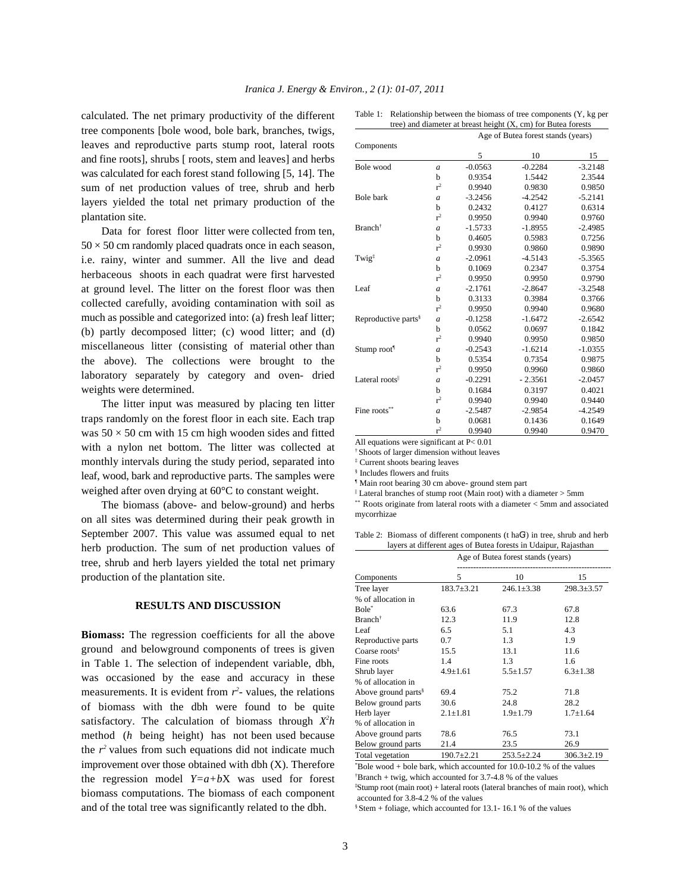calculated. The net primary productivity of the different tree components [bole wood, bole bark, branches, twigs, leaves and reproductive parts stump root, lateral roots and fine roots], shrubs [ roots, stem and leaves] and herbs was calculated for each forest stand following [5, 14]. The sum of net production values of tree, shrub and herb layers yielded the total net primary production of the plantation site.

Data for forest floor litter were collected from ten, 50 × 50 cm randomly placed quadrats once in each season, i.e. rainy, winter and summer. All the live and dead herbaceous shoots in each quadrat were first harvested at ground level. The litter on the forest floor was then collected carefully, avoiding contamination with soil as much as possible and categorized into: (a) fresh leaf litter; (b) partly decomposed litter; (c) wood litter; and (d) miscellaneous litter (consisting of material other than the above). The collections were brought to the laboratory separately by category and oven- dried weights were determined.

The litter input was measured by placing ten litter traps randomly on the forest floor in each site. Each trap was 50 × 50 cm with 15 cm high wooden sides and fitted with a nylon net bottom. The litter was collected at monthly intervals during the study period, separated into leaf, wood, bark and reproductive parts. The samples were weighed after oven drying at 60°C to constant weight.

The biomass (above- and below-ground) and herbs on all sites was determined during their peak growth in September 2007. This value was assumed equal to net herb production. The sum of net production values of tree, shrub and herb layers yielded the total net primary production of the plantation site.

## RESULTS AND DISCUSSION

**Biomass:** The regression coefficients for all the above ground and belowground components of trees is given in Table 1. The selection of independent variable, dbh, was occasioned by the ease and accuracy in these measurements. It is evident from $r^2$- values, the relations of biomass with the dbh were found to be quite satisfactory. The calculation of biomass through $X^2h$ method ($h$ being height) has not been used because the $r^2$ values from such equations did not indicate much improvement over those obtained with dbh (X). Therefore the regression model $Y=a+bX$ was used for forest biomass computations. The biomass of each component and of the total tree was significantly related to the dbh.

Table 1: Relationship between the biomass of tree components (Y, kg per tree) and diameter at breast height (X, cm) for Butea forests

| Components | | Age of Butea forest stands (years) | | |
|---|---|---|---|---|
| | | 5 | 10 | 15 |
| Bole wood | $a$ | -0.0563 | -0.2284 | -3.2148 |
| | b | 0.9354 | 1.5442 | 2.3544 |
| | $r^2$ | 0.9940 | 0.9830 | 0.9850 |
| Bole bark | $a$ | -3.2456 | -4.2542 | -5.2141 |
| | b | 0.2432 | 0.4127 | 0.6314 |
| | $r^2$ | 0.9950 | 0.9940 | 0.9760 |
| Branch† | $a$ | -1.5733 | -1.8955 | -2.4985 |
| | b | 0.4605 | 0.5983 | 0.7256 |
| | $r^2$ | 0.9930 | 0.9860 | 0.9890 |
| Twig‡ | $a$ | -2.0961 | -4.5143 | -5.3565 |
| | b | 0.1069 | 0.2347 | 0.3754 |
| | $r^2$ | 0.9950 | 0.9950 | 0.9790 |
| Leaf | $a$ | -2.1761 | -2.8647 | -3.2548 |
| | b | 0.3133 | 0.3984 | 0.3766 |
| | $r^2$ | 0.9950 | 0.9940 | 0.9680 |
| Reproductive parts§ | $a$ | -0.1258 | -1.6472 | -2.6542 |
| | b | 0.0562 | 0.0697 | 0.1842 |
| | $r^2$ | 0.9940 | 0.9950 | 0.9850 |
| Stump root¶ | $a$ | -0.2543 | -1.6214 | -1.0355 |
| | b | 0.5354 | 0.7354 | 0.9875 |
| | $r^2$ | 0.9950 | 0.9960 | 0.9860 |
| Lateral roots‖ | $a$ | -0.2291 | - 2.3561 | -2.0457 |
| | b | 0.1684 | 0.3197 | 0.4021 |
| | $r^2$ | 0.9940 | 0.9940 | 0.9440 |
| Fine roots** | $a$ | -2.5487 | -2.9854 | -4.2549 |
| | b | 0.0681 | 0.1436 | 0.1649 |
| | $r^2$ | 0.9940 | 0.9940 | 0.9470 |

All equations were significant at P< 0.01
† Shoots of larger dimension without leaves
‡ Current shoots bearing leaves
§ Includes flowers and fruits
¶ Main root bearing 30 cm above- ground stem part
‖ Lateral branches of stump root (Main root) with a diameter > 5mm
** Roots originate from lateral roots with a diameter < 5mm and associated mycorrhizae

Table 2: Biomass of different components (t ha$^{-1}$) in tree, shrub and herb layers at different ages of Butea forests in Udaipur, Rajasthan

| | Age of Butea forest stands (years) | | |
|---|---|---|---|
| Components | 5 | 10 | 15 |
| Tree layer | 183.7±3.21 | 246.1±3.38 | 298.3±3.57 |
| % of allocation in | | | |
| Bole* | 63.6 | 67.3 | 67.8 |
| Branch† | 12.3 | 11.9 | 12.8 |
| Leaf | 6.5 | 5.1 | 4.3 |
| Reproductive parts | 0.7 | 1.3 | 1.9 |
| Coarse roots‡ | 15.5 | 13.1 | 11.6 |
| Fine roots | 1.4 | 1.3 | 1.6 |
| Shrub layer | 4.9±1.61 | 5.5±1.57 | 6.3±1.38 |
| % of allocation in | | | |
| Above ground parts§ | 69.4 | 75.2 | 71.8 |
| Below ground parts | 30.6 | 24.8 | 28.2 |
| Herb layer | 2.1±1.81 | 1.9±1.79 | 1.7±1.64 |
| % of allocation in | | | |
| Above ground parts | 78.6 | 76.5 | 73.1 |
| Below ground parts | 21.4 | 23.5 | 26.9 |
| Total vegetation | 190.7±2.21 | 253.5±2.24 | 306.3±2.19 |

*Bole wood + bole bark, which accounted for 10.0-10.2 % of the values
†Branch + twig, which accounted for 3.7-4.8 % of the values
‡Stump root (main root) + lateral roots (lateral branches of main root), which accounted for 3.8-4.2 % of the values
§ Stem + foliage, which accounted for 13.1- 16.1 % of the values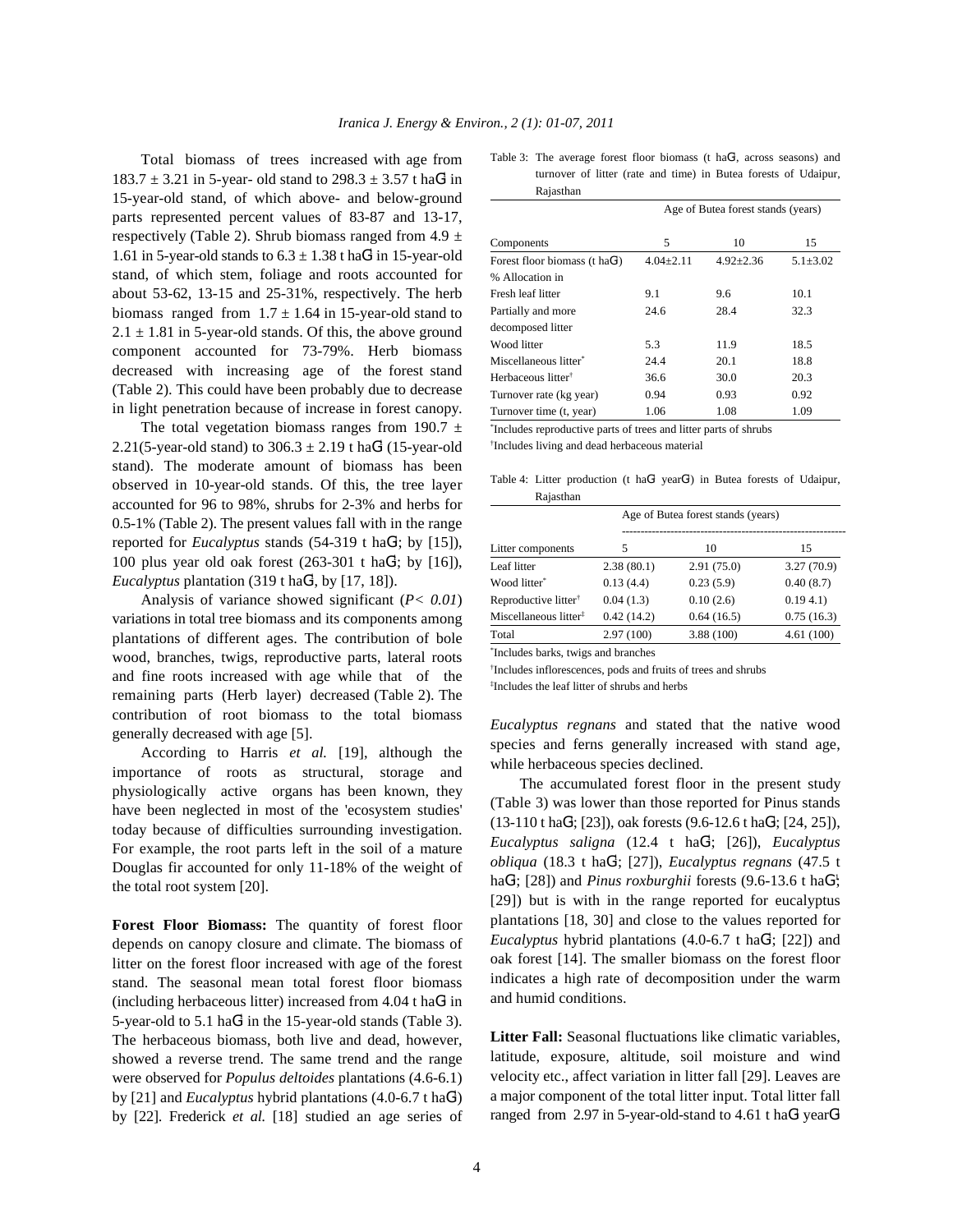Total biomass of trees increased with age from 183.7 ± 3.21 in 5-year- old stand to 298.3 ± 3.57 t ha$^{-1}$ in 15-year-old stand, of which above- and below-ground parts represented percent values of 83-87 and 13-17, respectively (Table 2). Shrub biomass ranged from 4.9 ± 1.61 in 5-year-old stands to 6.3 ± 1.38 t ha$^{-1}$ in 15-year-old stand, of which stem, foliage and roots accounted for about 53-62, 13-15 and 25-31%, respectively. The herb biomass ranged from 1.7 ± 1.64 in 15-year-old stand to 2.1 ± 1.81 in 5-year-old stands. Of this, the above ground component accounted for 73-79%. Herb biomass decreased with increasing age of the forest stand (Table 2). This could have been probably due to decrease in light penetration because of increase in forest canopy.

The total vegetation biomass ranges from 190.7 ± 2.21(5-year-old stand) to 306.3 ± 2.19 t ha$^{-1}$ (15-year-old stand). The moderate amount of biomass has been observed in 10-year-old stands. Of this, the tree layer accounted for 96 to 98%, shrubs for 2-3% and herbs for 0.5-1% (Table 2). The present values fall with in the range reported for *Eucalyptus* stands (54-319 t ha$^{-1}$; by [15]), 100 plus year old oak forest (263-301 t ha$^{-1}$; by [16]), *Eucalyptus* plantation (319 t ha$^{-1}$, by [17, 18]).

Analysis of variance showed significant ($P < 0.01$) variations in total tree biomass and its components among plantations of different ages. The contribution of bole wood, branches, twigs, reproductive parts, lateral roots and fine roots increased with age while that of the remaining parts (Herb layer) decreased (Table 2). The contribution of root biomass to the total biomass generally decreased with age [5].

According to Harris *et al.* [19], although the importance of roots as structural, storage and physiologically active organs has been known, they have been neglected in most of the 'ecosystem studies' today because of difficulties surrounding investigation. For example, the root parts left in the soil of a mature Douglas fir accounted for only 11-18% of the weight of the total root system [20].

**Forest Floor Biomass:** The quantity of forest floor depends on canopy closure and climate. The biomass of litter on the forest floor increased with age of the forest stand. The seasonal mean total forest floor biomass (including herbaceous litter) increased from 4.04 t ha$^{-1}$ in 5-year-old to 5.1 ha$^{-1}$ in the 15-year-old stands (Table 3). The herbaceous biomass, both live and dead, however, showed a reverse trend. The same trend and the range were observed for *Populus deltoides* plantations (4.6-6.1) by [21] and *Eucalyptus* hybrid plantations (4.0-6.7 t ha$^{-1}$) by [22]. Frederick *et al.* [18] studied an age series of *Eucalyptus regnans* and stated that the native wood species and ferns generally increased with stand age, while herbaceous species declined.

Table 3: The average forest floor biomass (t ha$^{-1}$, across seasons) and turnover of litter (rate and time) in Butea forests of Udaipur, Rajasthan

| | Age of Butea forest stands (years) | | |
|---|---|---|---|
| Components | 5 | 10 | 15 |
| Forest floor biomass (t ha$^{-1}$) | 4.04±2.11 | 4.92±2.36 | 5.1±3.02 |
| % Allocation in | | | |
| Fresh leaf litter | 9.1 | 9.6 | 10.1 |
| Partially and more decomposed litter | 24.6 | 28.4 | 32.3 |
| Wood litter | 5.3 | 11.9 | 18.5 |
| Miscellaneous litter* | 24.4 | 20.1 | 18.8 |
| Herbaceous litter† | 36.6 | 30.0 | 20.3 |
| Turnover rate (kg year) | 0.94 | 0.93 | 0.92 |
| Turnover time (t, year) | 1.06 | 1.08 | 1.09 |

*Includes reproductive parts of trees and litter parts of shrubs

†Includes living and dead herbaceous material

Table 4: Litter production (t ha$^{-1}$ year$^{-1}$) in Butea forests of Udaipur, Rajasthan

| | Age of Butea forest stands (years) | | |
|---|---|---|---|
| Litter components | 5 | 10 | 15 |
| Leaf litter | 2.38 (80.1) | 2.91 (75.0) | 3.27 (70.9) |
| Wood litter* | 0.13 (4.4) | 0.23 (5.9) | 0.40 (8.7) |
| Reproductive litter† | 0.04 (1.3) | 0.10 (2.6) | 0.19 4.1) |
| Miscellaneous litter‡ | 0.42 (14.2) | 0.64 (16.5) | 0.75 (16.3) |
| Total | 2.97 (100) | 3.88 (100) | 4.61 (100) |

*Includes barks, twigs and branches

†Includes inflorescences, pods and fruits of trees and shrubs

‡Includes the leaf litter of shrubs and herbs

The accumulated forest floor in the present study (Table 3) was lower than those reported for Pinus stands (13-110 t ha$^{-1}$; [23]), oak forests (9.6-12.6 t ha$^{-1}$; [24, 25]), *Eucalyptus saligna* (12.4 t ha$^{-1}$; [26]), *Eucalyptus obliqua* (18.3 t ha$^{-1}$; [27]), *Eucalyptus regnans* (47.5 t ha$^{-1}$; [28]) and *Pinus roxburghii* forests (9.6-13.6 t ha$^{-1}$; [29]) but is with in the range reported for eucalyptus plantations [18, 30] and close to the values reported for *Eucalyptus* hybrid plantations (4.0-6.7 t ha$^{-1}$; [22]) and oak forest [14]. The smaller biomass on the forest floor indicates a high rate of decomposition under the warm and humid conditions.

**Litter Fall:** Seasonal fluctuations like climatic variables, latitude, exposure, altitude, soil moisture and wind velocity etc., affect variation in litter fall [29]. Leaves are a major component of the total litter input. Total litter fall ranged from 2.97 in 5-year-old-stand to 4.61 t ha$^{-1}$ year$^{-1}$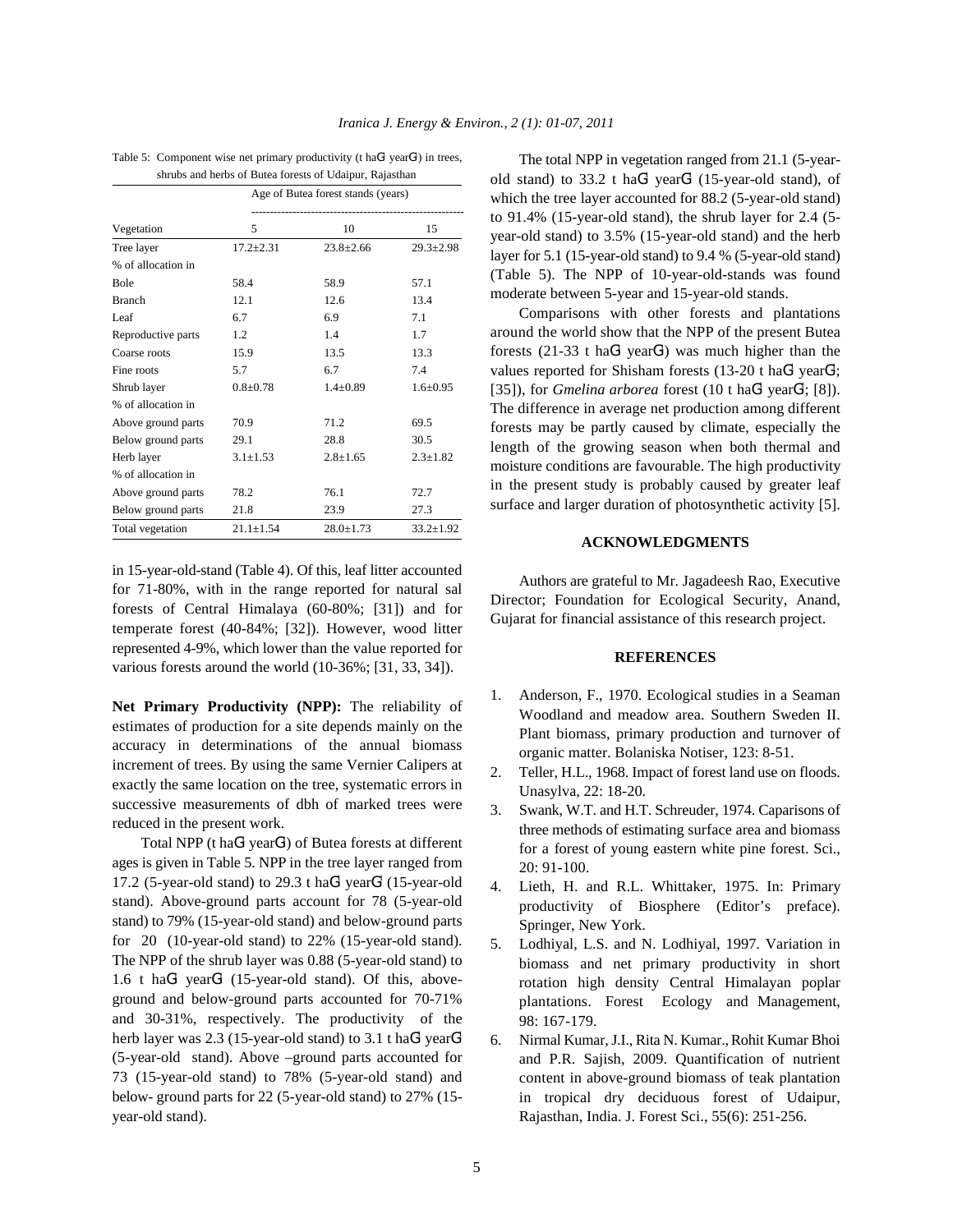Table 5: Component wise net primary productivity (t ha$^{-1}$ year$^{-1}$) in trees, shrubs and herbs of Butea forests of Udaipur, Rajasthan

| | Age of Butea forest stands (years) | | |
|---|---|---|---|
| Vegetation | 5 | 10 | 15 |
| Tree layer | 17.2±2.31 | 23.8±2.66 | 29.3±2.98 |
| % of allocation in | | | |
| Bole | 58.4 | 58.9 | 57.1 |
| Branch | 12.1 | 12.6 | 13.4 |
| Leaf | 6.7 | 6.9 | 7.1 |
| Reproductive parts | 1.2 | 1.4 | 1.7 |
| Coarse roots | 15.9 | 13.5 | 13.3 |
| Fine roots | 5.7 | 6.7 | 7.4 |
| Shrub layer | 0.8±0.78 | 1.4±0.89 | 1.6±0.95 |
| % of allocation in | | | |
| Above ground parts | 70.9 | 71.2 | 69.5 |
| Below ground parts | 29.1 | 28.8 | 30.5 |
| Herb layer | 3.1±1.53 | 2.8±1.65 | 2.3±1.82 |
| % of allocation in | | | |
| Above ground parts | 78.2 | 76.1 | 72.7 |
| Below ground parts | 21.8 | 23.9 | 27.3 |
| Total vegetation | 21.1±1.54 | 28.0±1.73 | 33.2±1.92 |

in 15-year-old-stand (Table 4). Of this, leaf litter accounted for 71-80%, with in the range reported for natural sal forests of Central Himalaya (60-80%; [31]) and for temperate forest (40-84%; [32]). However, wood litter represented 4-9%, which lower than the value reported for various forests around the world (10-36%; [31, 33, 34]).

**Net Primary Productivity (NPP):** The reliability of estimates of production for a site depends mainly on the accuracy in determinations of the annual biomass increment of trees. By using the same Vernier Calipers at exactly the same location on the tree, systematic errors in successive measurements of dbh of marked trees were reduced in the present work.

Total NPP (t ha$^{-1}$ year$^{-1}$) of Butea forests at different ages is given in Table 5. NPP in the tree layer ranged from 17.2 (5-year-old stand) to 29.3 t ha$^{-1}$ year$^{-1}$ (15-year-old stand). Above-ground parts account for 78 (5-year-old stand) to 79% (15-year-old stand) and below-ground parts for 20 (10-year-old stand) to 22% (15-year-old stand). The NPP of the shrub layer was 0.88 (5-year-old stand) to 1.6 t ha$^{-1}$ year$^{-1}$ (15-year-old stand). Of this, above-ground and below-ground parts accounted for 70-71% and 30-31%, respectively. The productivity of the herb layer was 2.3 (15-year-old stand) to 3.1 t ha$^{-1}$ year$^{-1}$ (5-year-old stand). Above –ground parts accounted for 73 (15-year-old stand) to 78% (5-year-old stand) and below- ground parts for 22 (5-year-old stand) to 27% (15-year-old stand).

The total NPP in vegetation ranged from 21.1 (5-year-old stand) to 33.2 t ha$^{-1}$ year$^{-1}$ (15-year-old stand), of which the tree layer accounted for 88.2 (5-year-old stand) to 91.4% (15-year-old stand), the shrub layer for 2.4 (5-year-old stand) to 3.5% (15-year-old stand) and the herb layer for 5.1 (15-year-old stand) to 9.4 % (5-year-old stand) (Table 5). The NPP of 10-year-old-stands was found moderate between 5-year and 15-year-old stands.

Comparisons with other forests and plantations around the world show that the NPP of the present Butea forests (21-33 t ha$^{-1}$ year$^{-1}$) was much higher than the values reported for Shisham forests (13-20 t ha$^{-1}$ year$^{-1}$; [35]), for *Gmelina arborea* forest (10 t ha$^{-1}$ year$^{-1}$; [8]). The difference in average net production among different forests may be partly caused by climate, especially the length of the growing season when both thermal and moisture conditions are favourable. The high productivity in the present study is probably caused by greater leaf surface and larger duration of photosynthetic activity [5].

## ACKNOWLEDGMENTS

Authors are grateful to Mr. Jagadeesh Rao, Executive Director; Foundation for Ecological Security, Anand, Gujarat for financial assistance of this research project.

## REFERENCES

1. Anderson, F., 1970. Ecological studies in a Seaman Woodland and meadow area. Southern Sweden II. Plant biomass, primary production and turnover of organic matter. Bolaniska Notiser, 123: 8-51.
2. Teller, H.L., 1968. Impact of forest land use on floods. Unasylva, 22: 18-20.
3. Swank, W.T. and H.T. Schreuder, 1974. Caparisons of three methods of estimating surface area and biomass for a forest of young eastern white pine forest. Sci., 20: 91-100.
4. Lieth, H. and R.L. Whittaker, 1975. In: Primary productivity of Biosphere (Editor's preface). Springer, New York.
5. Lodhiyal, L.S. and N. Lodhiyal, 1997. Variation in biomass and net primary productivity in short rotation high density Central Himalayan poplar plantations. Forest Ecology and Management, 98: 167-179.
6. Nirmal Kumar, J.I., Rita N. Kumar., Rohit Kumar Bhoi and P.R. Sajish, 2009. Quantification of nutrient content in above-ground biomass of teak plantation in tropical dry deciduous forest of Udaipur, Rajasthan, India. J. Forest Sci., 55(6): 251-256.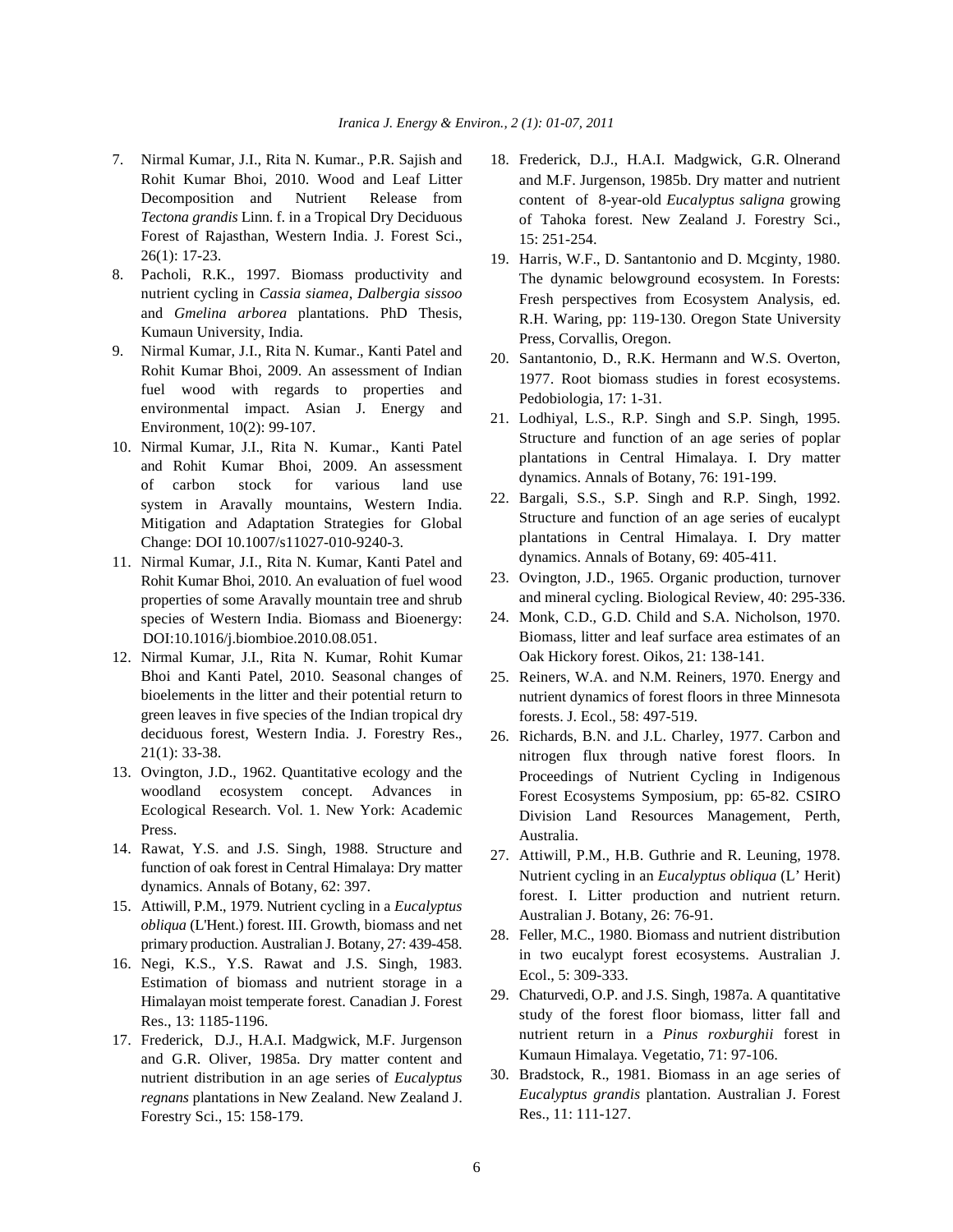7. Nirmal Kumar, J.I., Rita N. Kumar., P.R. Sajish and Rohit Kumar Bhoi, 2010. Wood and Leaf Litter Decomposition and Nutrient Release from *Tectona grandis* Linn. f. in a Tropical Dry Deciduous Forest of Rajasthan, Western India. J. Forest Sci., 26(1): 17-23.
8. Pacholi, R.K., 1997. Biomass productivity and nutrient cycling in *Cassia siamea*, *Dalbergia sissoo* and *Gmelina arborea* plantations. PhD Thesis, Kumaun University, India.
9. Nirmal Kumar, J.I., Rita N. Kumar., Kanti Patel and Rohit Kumar Bhoi, 2009. An assessment of Indian fuel wood with regards to properties and environmental impact. Asian J. Energy and Environment, 10(2): 99-107.
10. Nirmal Kumar, J.I., Rita N. Kumar., Kanti Patel and Rohit Kumar Bhoi, 2009. An assessment of carbon stock for various land use system in Aravally mountains, Western India. Mitigation and Adaptation Strategies for Global Change: DOI 10.1007/s11027-010-9240-3.
11. Nirmal Kumar, J.I., Rita N. Kumar, Kanti Patel and Rohit Kumar Bhoi, 2010. An evaluation of fuel wood properties of some Aravally mountain tree and shrub species of Western India. Biomass and Bioenergy: DOI:10.1016/j.biombioe.2010.08.051.
12. Nirmal Kumar, J.I., Rita N. Kumar, Rohit Kumar Bhoi and Kanti Patel, 2010. Seasonal changes of bioelements in the litter and their potential return to green leaves in five species of the Indian tropical dry deciduous forest, Western India. J. Forestry Res., 21(1): 33-38.
13. Ovington, J.D., 1962. Quantitative ecology and the woodland ecosystem concept. Advances in Ecological Research. Vol. 1. New York: Academic Press.
14. Rawat, Y.S. and J.S. Singh, 1988. Structure and function of oak forest in Central Himalaya: Dry matter dynamics. Annals of Botany, 62: 397.
15. Attiwill, P.M., 1979. Nutrient cycling in a *Eucalyptus obliqua* (L'Hent.) forest. III. Growth, biomass and net primary production. Australian J. Botany, 27: 439-458.
16. Negi, K.S., Y.S. Rawat and J.S. Singh, 1983. Estimation of biomass and nutrient storage in a Himalayan moist temperate forest. Canadian J. Forest Res., 13: 1185-1196.
17. Frederick, D.J., H.A.I. Madgwick, M.F. Jurgenson and G.R. Oliver, 1985a. Dry matter content and nutrient distribution in an age series of *Eucalyptus regnans* plantations in New Zealand. New Zealand J. Forestry Sci., 15: 158-179.
18. Frederick, D.J., H.A.I. Madgwick, G.R. Olnerand and M.F. Jurgenson, 1985b. Dry matter and nutrient content of 8-year-old *Eucalyptus saligna* growing of Tahoka forest. New Zealand J. Forestry Sci., 15: 251-254.
19. Harris, W.F., D. Santantonio and D. Mcginty, 1980. The dynamic belowground ecosystem. In Forests: Fresh perspectives from Ecosystem Analysis, ed. R.H. Waring, pp: 119-130. Oregon State University Press, Corvallis, Oregon.
20. Santantonio, D., R.K. Hermann and W.S. Overton, 1977. Root biomass studies in forest ecosystems. Pedobiologia, 17: 1-31.
21. Lodhiyal, L.S., R.P. Singh and S.P. Singh, 1995. Structure and function of an age series of poplar plantations in Central Himalaya. I. Dry matter dynamics. Annals of Botany, 76: 191-199.
22. Bargali, S.S., S.P. Singh and R.P. Singh, 1992. Structure and function of an age series of eucalypt plantations in Central Himalaya. I. Dry matter dynamics. Annals of Botany, 69: 405-411.
23. Ovington, J.D., 1965. Organic production, turnover and mineral cycling. Biological Review, 40: 295-336.
24. Monk, C.D., G.D. Child and S.A. Nicholson, 1970. Biomass, litter and leaf surface area estimates of an Oak Hickory forest. Oikos, 21: 138-141.
25. Reiners, W.A. and N.M. Reiners, 1970. Energy and nutrient dynamics of forest floors in three Minnesota forests. J. Ecol., 58: 497-519.
26. Richards, B.N. and J.L. Charley, 1977. Carbon and nitrogen flux through native forest floors. In Proceedings of Nutrient Cycling in Indigenous Forest Ecosystems Symposium, pp: 65-82. CSIRO Division Land Resources Management, Perth, Australia.
27. Attiwill, P.M., H.B. Guthrie and R. Leuning, 1978. Nutrient cycling in an *Eucalyptus obliqua* (L' Herit) forest. I. Litter production and nutrient return. Australian J. Botany, 26: 76-91.
28. Feller, M.C., 1980. Biomass and nutrient distribution in two eucalypt forest ecosystems. Australian J. Ecol., 5: 309-333.
29. Chaturvedi, O.P. and J.S. Singh, 1987a. A quantitative study of the forest floor biomass, litter fall and nutrient return in a *Pinus roxburghii* forest in Kumaun Himalaya. Vegetatio, 71: 97-106.
30. Bradstock, R., 1981. Biomass in an age series of *Eucalyptus grandis* plantation. Australian J. Forest Res., 11: 111-127.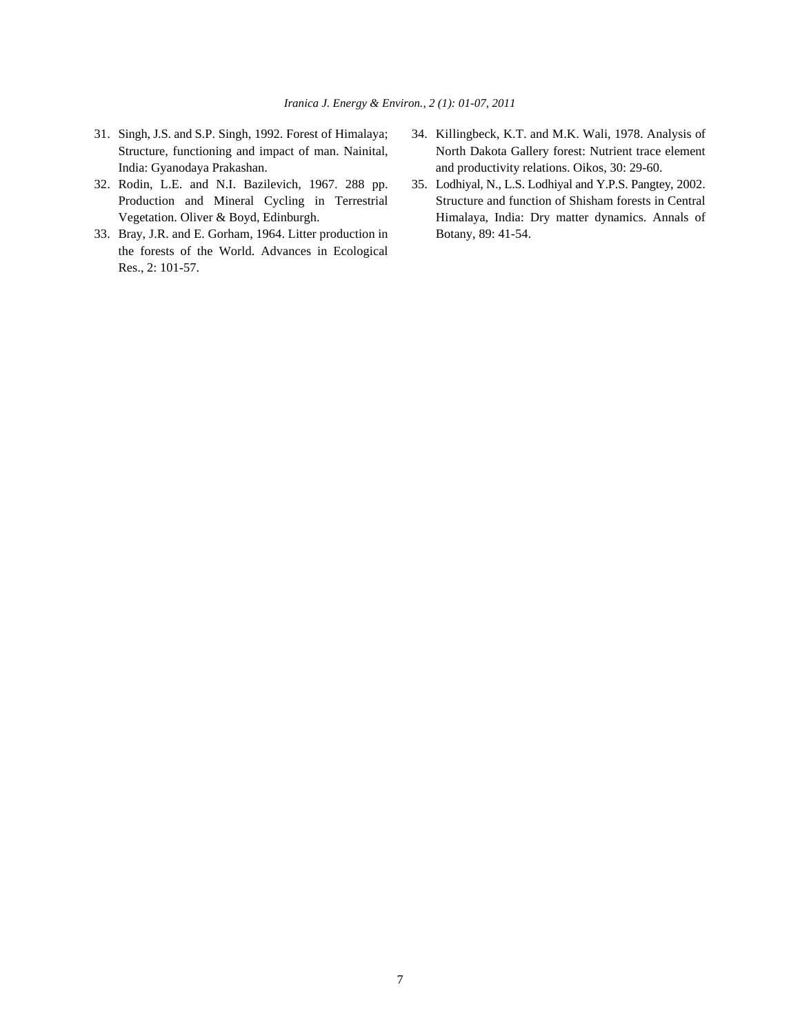31. Singh, J.S. and S.P. Singh, 1992. Forest of Himalaya; Structure, functioning and impact of man. Nainital, India: Gyanodaya Prakashan.
32. Rodin, L.E. and N.I. Bazilevich, 1967. 288 pp. Production and Mineral Cycling in Terrestrial Vegetation. Oliver & Boyd, Edinburgh.
33. Bray, J.R. and E. Gorham, 1964. Litter production in the forests of the World. Advances in Ecological Res., 2: 101-57.
34. Killingbeck, K.T. and M.K. Wali, 1978. Analysis of North Dakota Gallery forest: Nutrient trace element and productivity relations. Oikos, 30: 29-60.
35. Lodhiyal, N., L.S. Lodhiyal and Y.P.S. Pangtey, 2002. Structure and function of Shisham forests in Central Himalaya, India: Dry matter dynamics. Annals of Botany, 89: 41-54.